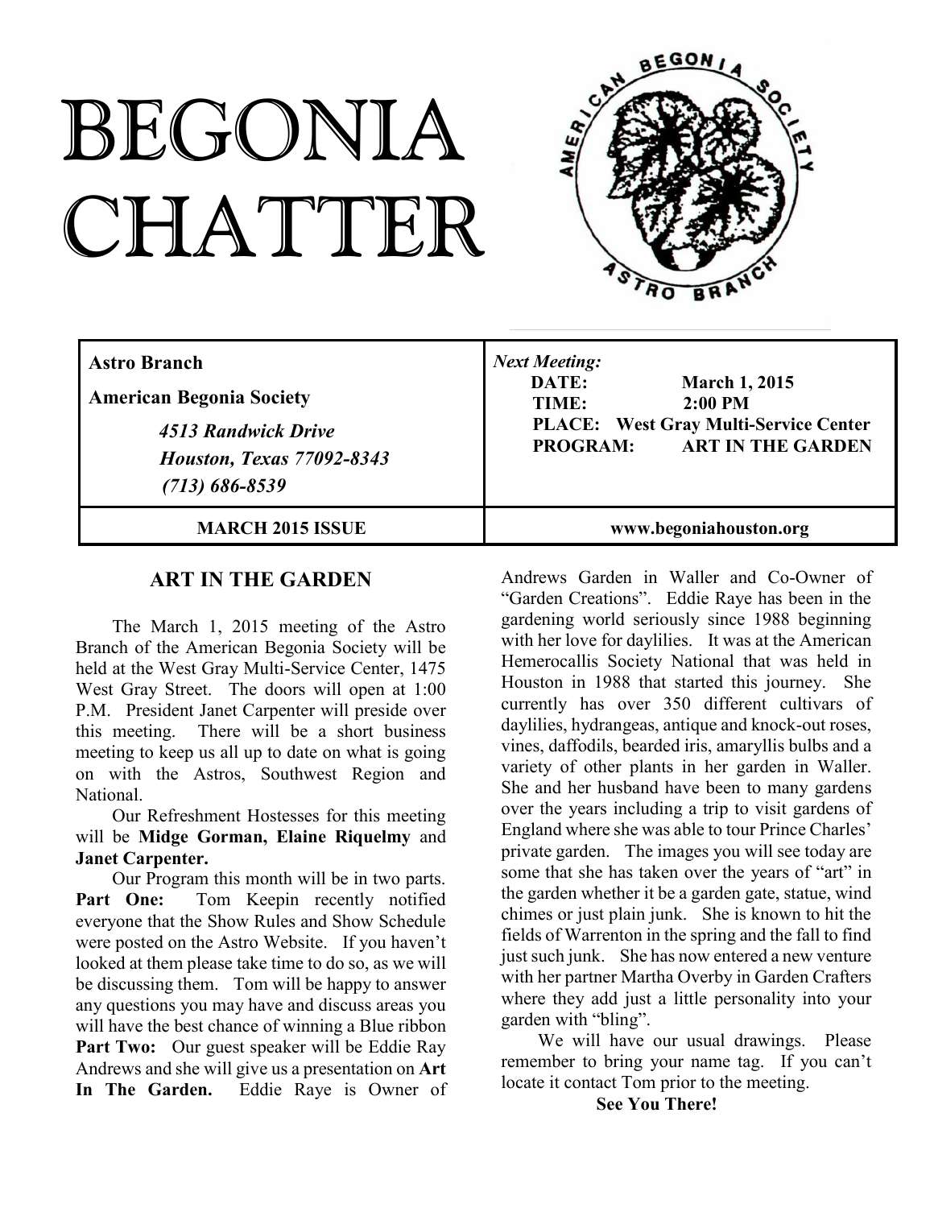# BEGONIA CHATTER

| **Astro Branch**<br>**American Begonia Society**<br>*4513 Randwick Drive*<br>*Houston, Texas 77092-8343*<br>*(713) 686-8539* | ***Next Meeting:***<br>**DATE:** **March 1, 2015**<br>**TIME:** **2:00 PM**<br>**PLACE: West Gray Multi-Service Center**<br>**PROGRAM: ART IN THE GARDEN** |
|---|---|
| **MARCH 2015 ISSUE** | **www.begoniahouston.org** |

## ART IN THE GARDEN

The March 1, 2015 meeting of the Astro Branch of the American Begonia Society will be held at the West Gray Multi-Service Center, 1475 West Gray Street. The doors will open at 1:00 P.M. President Janet Carpenter will preside over this meeting. There will be a short business meeting to keep us all up to date on what is going on with the Astros, Southwest Region and National.

Our Refreshment Hostesses for this meeting will be **Midge Gorman, Elaine Riquelmy** and **Janet Carpenter.**

Our Program this month will be in two parts. **Part One:** Tom Keepin recently notified everyone that the Show Rules and Show Schedule were posted on the Astro Website. If you haven't looked at them please take time to do so, as we will be discussing them. Tom will be happy to answer any questions you may have and discuss areas you will have the best chance of winning a Blue ribbon **Part Two:** Our guest speaker will be Eddie Ray Andrews and she will give us a presentation on **Art In The Garden.** Eddie Raye is Owner of Andrews Garden in Waller and Co-Owner of "Garden Creations". Eddie Raye has been in the gardening world seriously since 1988 beginning with her love for daylilies. It was at the American Hemerocallis Society National that was held in Houston in 1988 that started this journey. She currently has over 350 different cultivars of daylilies, hydrangeas, antique and knock-out roses, vines, daffodils, bearded iris, amaryllis bulbs and a variety of other plants in her garden in Waller. She and her husband have been to many gardens over the years including a trip to visit gardens of England where she was able to tour Prince Charles' private garden. The images you will see today are some that she has taken over the years of "art" in the garden whether it be a garden gate, statue, wind chimes or just plain junk. She is known to hit the fields of Warrenton in the spring and the fall to find just such junk. She has now entered a new venture with her partner Martha Overby in Garden Crafters where they add just a little personality into your garden with "bling".

We will have our usual drawings. Please remember to bring your name tag. If you can't locate it contact Tom prior to the meeting.

**See You There!**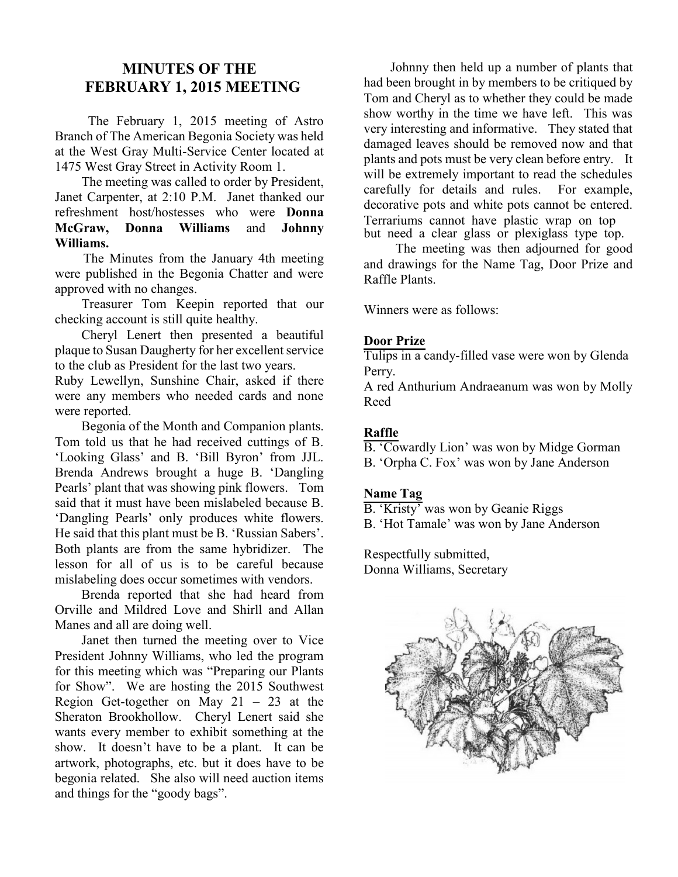## MINUTES OF THE FEBRUARY 1, 2015 MEETING

The February 1, 2015 meeting of Astro Branch of The American Begonia Society was held at the West Gray Multi-Service Center located at 1475 West Gray Street in Activity Room 1.

The meeting was called to order by President, Janet Carpenter, at 2:10 P.M. Janet thanked our refreshment host/hostesses who were **Donna McGraw, Donna Williams** and **Johnny Williams.**

The Minutes from the January 4th meeting were published in the Begonia Chatter and were approved with no changes.

Treasurer Tom Keepin reported that our checking account is still quite healthy.

Cheryl Lenert then presented a beautiful plaque to Susan Daugherty for her excellent service to the club as President for the last two years.

Ruby Lewellyn, Sunshine Chair, asked if there were any members who needed cards and none were reported.

Begonia of the Month and Companion plants. Tom told us that he had received cuttings of B. 'Looking Glass' and B. 'Bill Byron' from JJL. Brenda Andrews brought a huge B. 'Dangling Pearls' plant that was showing pink flowers. Tom said that it must have been mislabeled because B. 'Dangling Pearls' only produces white flowers. He said that this plant must be B. 'Russian Sabers'. Both plants are from the same hybridizer. The lesson for all of us is to be careful because mislabeling does occur sometimes with vendors.

Brenda reported that she had heard from Orville and Mildred Love and Shirll and Allan Manes and all are doing well.

Janet then turned the meeting over to Vice President Johnny Williams, who led the program for this meeting which was "Preparing our Plants for Show". We are hosting the 2015 Southwest Region Get-together on May 21 – 23 at the Sheraton Brookhollow. Cheryl Lenert said she wants every member to exhibit something at the show. It doesn't have to be a plant. It can be artwork, photographs, etc. but it does have to be begonia related. She also will need auction items and things for the "goody bags".

Johnny then held up a number of plants that had been brought in by members to be critiqued by Tom and Cheryl as to whether they could be made show worthy in the time we have left. This was very interesting and informative. They stated that damaged leaves should be removed now and that plants and pots must be very clean before entry. It will be extremely important to read the schedules carefully for details and rules. For example, decorative pots and white pots cannot be entered. Terrariums cannot have plastic wrap on top but need a clear glass or plexiglass type top.

The meeting was then adjourned for good and drawings for the Name Tag, Door Prize and Raffle Plants.

Winners were as follows:

**Door Prize**

Tulips in a candy-filled vase were won by Glenda Perry.

A red Anthurium Andraeanum was won by Molly Reed

**Raffle**

B. 'Cowardly Lion' was won by Midge Gorman

B. 'Orpha C. Fox' was won by Jane Anderson

**Name Tag**

B. 'Kristy' was won by Geanie Riggs

B. 'Hot Tamale' was won by Jane Anderson

Respectfully submitted,
Donna Williams, Secretary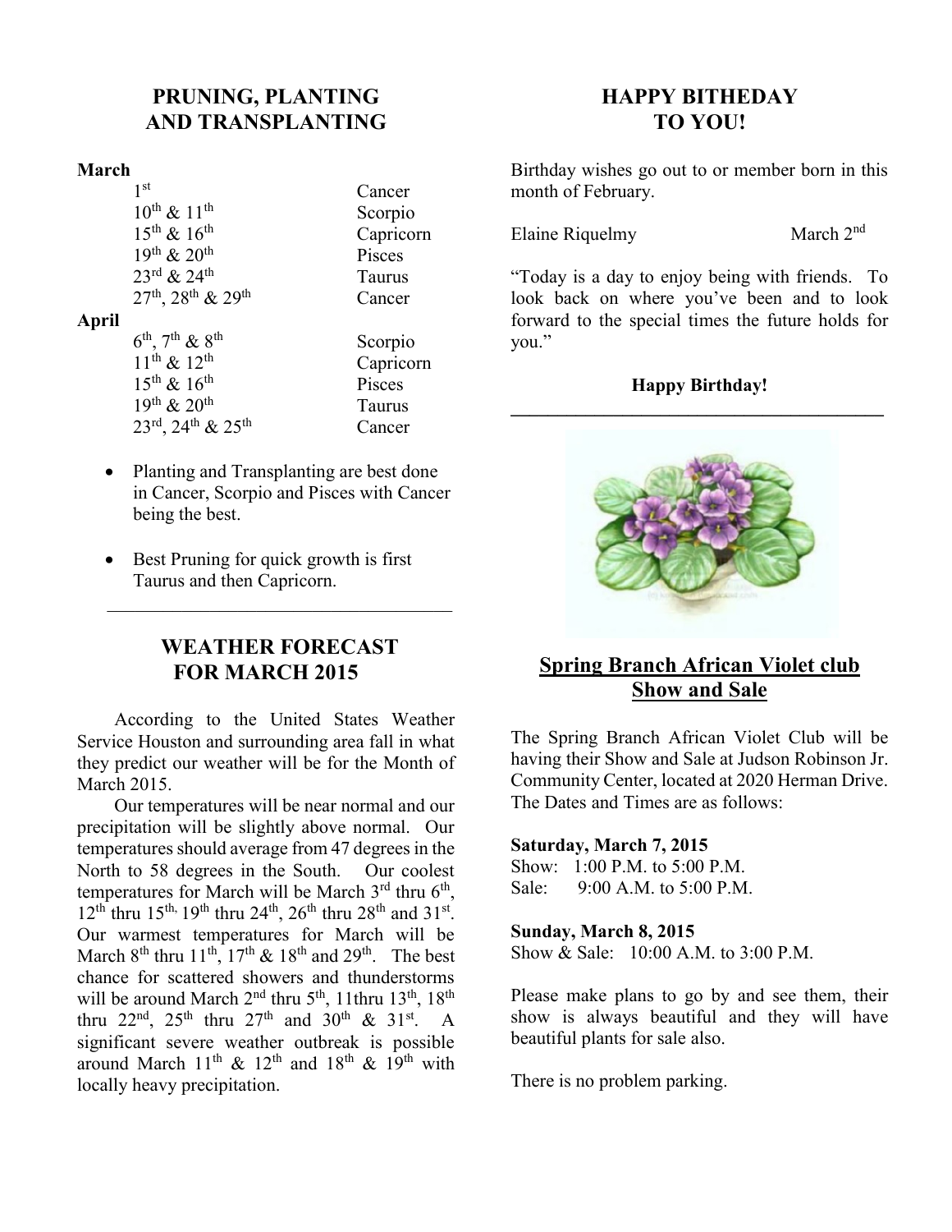## PRUNING, PLANTING AND TRANSPLANTING

**March**

| | |
|---|---|
| 1st | Cancer |
| 10th & 11th | Scorpio |
| 15th & 16th | Capricorn |
| 19th & 20th | Pisces |
| 23rd & 24th | Taurus |
| 27th, 28th & 29th | Cancer |

**April**

| | |
|---|---|
| 6th, 7th & 8th | Scorpio |
| 11th & 12th | Capricorn |
| 15th & 16th | Pisces |
| 19th & 20th | Taurus |
| 23rd, 24th & 25th | Cancer |

- Planting and Transplanting are best done in Cancer, Scorpio and Pisces with Cancer being the best.
- Best Pruning for quick growth is first Taurus and then Capricorn.

---

## WEATHER FORECAST FOR MARCH 2015

According to the United States Weather Service Houston and surrounding area fall in what they predict our weather will be for the Month of March 2015.

Our temperatures will be near normal and our precipitation will be slightly above normal. Our temperatures should average from 47 degrees in the North to 58 degrees in the South. Our coolest temperatures for March will be March 3rd thru 6th, 12th thru 15th, 19th thru 24th, 26th thru 28th and 31st. Our warmest temperatures for March will be March 8th thru 11th, 17th & 18th and 29th. The best chance for scattered showers and thunderstorms will be around March 2nd thru 5th, 11thru 13th, 18th thru 22nd, 25th thru 27th and 30th & 31st. A significant severe weather outbreak is possible around March 11th & 12th and 18th & 19th with locally heavy precipitation.

## HAPPY BITHEDAY TO YOU!

Birthday wishes go out to or member born in this month of February.

Elaine Riquelmy March 2nd

"Today is a day to enjoy being with friends. To look back on where you've been and to look forward to the special times the future holds for you."

**Happy Birthday!**

---

## Spring Branch African Violet club Show and Sale

The Spring Branch African Violet Club will be having their Show and Sale at Judson Robinson Jr. Community Center, located at 2020 Herman Drive. The Dates and Times are as follows:

**Saturday, March 7, 2015**
Show: 1:00 P.M. to 5:00 P.M.
Sale: 9:00 A.M. to 5:00 P.M.

**Sunday, March 8, 2015**
Show & Sale: 10:00 A.M. to 3:00 P.M.

Please make plans to go by and see them, their show is always beautiful and they will have beautiful plants for sale also.

There is no problem parking.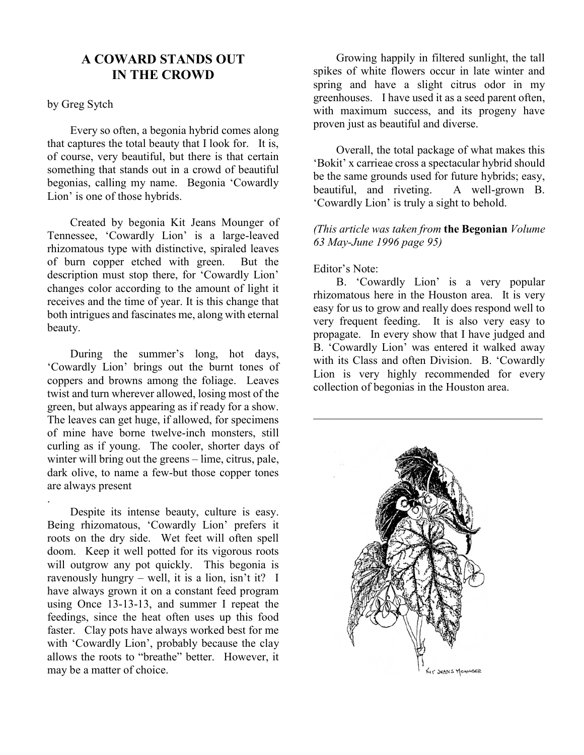# A COWARD STANDS OUT IN THE CROWD

by Greg Sytch

Every so often, a begonia hybrid comes along that captures the total beauty that I look for. It is, of course, very beautiful, but there is that certain something that stands out in a crowd of beautiful begonias, calling my name. Begonia 'Cowardly Lion' is one of those hybrids.

Created by begonia Kit Jeans Mounger of Tennessee, 'Cowardly Lion' is a large-leaved rhizomatous type with distinctive, spiraled leaves of burn copper etched with green. But the description must stop there, for 'Cowardly Lion' changes color according to the amount of light it receives and the time of year. It is this change that both intrigues and fascinates me, along with eternal beauty.

During the summer's long, hot days, 'Cowardly Lion' brings out the burnt tones of coppers and browns among the foliage. Leaves twist and turn wherever allowed, losing most of the green, but always appearing as if ready for a show. The leaves can get huge, if allowed, for specimens of mine have borne twelve-inch monsters, still curling as if young. The cooler, shorter days of winter will bring out the greens – lime, citrus, pale, dark olive, to name a few-but those copper tones are always present

.

Despite its intense beauty, culture is easy. Being rhizomatous, 'Cowardly Lion' prefers it roots on the dry side. Wet feet will often spell doom. Keep it well potted for its vigorous roots will outgrow any pot quickly. This begonia is ravenously hungry – well, it is a lion, isn't it? I have always grown it on a constant feed program using Once 13-13-13, and summer I repeat the feedings, since the heat often uses up this food faster. Clay pots have always worked best for me with 'Cowardly Lion', probably because the clay allows the roots to "breathe" better. However, it may be a matter of choice.

Growing happily in filtered sunlight, the tall spikes of white flowers occur in late winter and spring and have a slight citrus odor in my greenhouses. I have used it as a seed parent often, with maximum success, and its progeny have proven just as beautiful and diverse.

Overall, the total package of what makes this 'Bokit' x carrieae cross a spectacular hybrid should be the same grounds used for future hybrids; easy, beautiful, and riveting. A well-grown B. 'Cowardly Lion' is truly a sight to behold.

*(This article was taken from* **the Begonian** *Volume 63 May-June 1996 page 95)*

Editor's Note:

B. 'Cowardly Lion' is a very popular rhizomatous here in the Houston area. It is very easy for us to grow and really does respond well to very frequent feeding. It is also very easy to propagate. In every show that I have judged and B. 'Cowardly Lion' was entered it walked away with its Class and often Division. B. 'Cowardly Lion is very highly recommended for every collection of begonias in the Houston area.

---

KIT JEANS MOUNGER